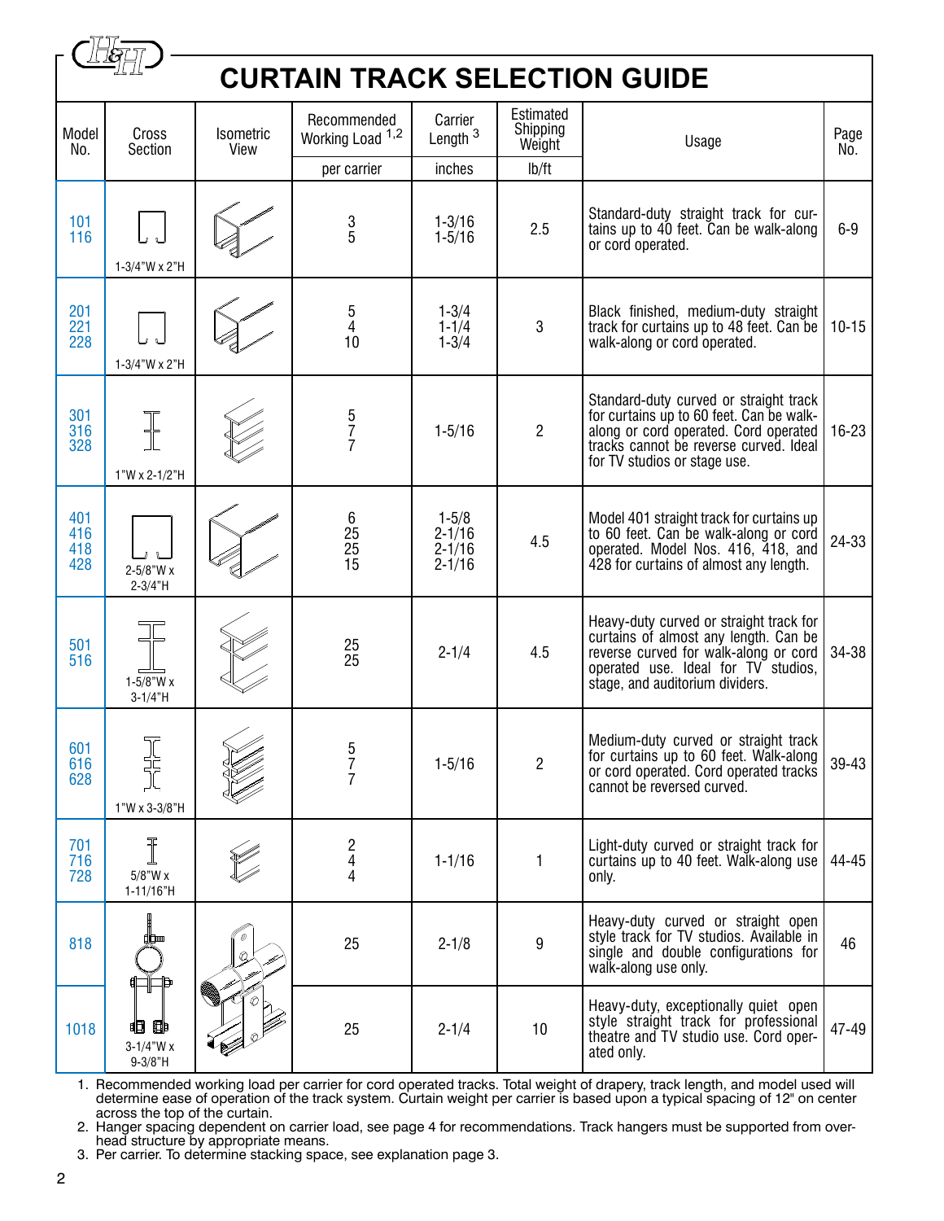# CURTAIN TRACK SELECTION GUIDE

| Model No. | Cross Section | Isometric View | Recommended Working Load [1,2] | Carrier Length [3] | Estimated Shipping Weight | Usage | Page No. |
|---|---|---|---|---|---|---|---|
| | | | per carrier | inches | lb/ft | | |
| 101<br>116 | 1-3/4"W x 2"H | | 3<br>5 | 1-3/16<br>1-5/16 | 2.5 | Standard-duty straight track for curtains up to 40 feet. Can be walk-along or cord operated. | 6-9 |
| 201<br>221<br>228 | 1-3/4"W x 2"H | | 5<br>4<br>10 | 1-3/4<br>1-1/4<br>1-3/4 | 3 | Black finished, medium-duty straight track for curtains up to 48 feet. Can be walk-along or cord operated. | 10-15 |
| 301<br>316<br>328 | 1"W x 2-1/2"H | | 5<br>7<br>7 | 1-5/16 | 2 | Standard-duty curved or straight track for curtains up to 60 feet. Can be walk-along or cord operated. Cord operated tracks cannot be reverse curved. Ideal for TV studios or stage use. | 16-23 |
| 401<br>416<br>418<br>428 | 2-5/8"W x 2-3/4"H | | 6<br>25<br>25<br>15 | 1-5/8<br>2-1/16<br>2-1/16<br>2-1/16 | 4.5 | Model 401 straight track for curtains up to 60 feet. Can be walk-along or cord operated. Model Nos. 416, 418, and 428 for curtains of almost any length. | 24-33 |
| 501<br>516 | 1-5/8"W x 3-1/4"H | | 25<br>25 | 2-1/4 | 4.5 | Heavy-duty curved or straight track for curtains of almost any length. Can be reverse curved for walk-along or cord operated use. Ideal for TV studios, stage, and auditorium dividers. | 34-38 |
| 601<br>616<br>628 | 1"W x 3-3/8"H | | 5<br>7<br>7 | 1-5/16 | 2 | Medium-duty curved or straight track for curtains up to 60 feet. Walk-along or cord operated. Cord operated tracks cannot be reversed curved. | 39-43 |
| 701<br>716<br>728 | 5/8"W x 1-11/16"H | | 2<br>4<br>4 | 1-1/16 | 1 | Light-duty curved or straight track for curtains up to 40 feet. Walk-along use only. | 44-45 |
| 818 | 3-1/4"W x 9-3/8"H | | 25 | 2-1/8 | 9 | Heavy-duty curved or straight open style track for TV studios. Available in single and double configurations for walk-along use only. | 46 |
| 1018 | | | 25 | 2-1/4 | 10 | Heavy-duty, exceptionally quiet open style straight track for professional theatre and TV studio use. Cord operated only. | 47-49 |

1. Recommended working load per carrier for cord operated tracks. Total weight of drapery, track length, and model used will determine ease of operation of the track system. Curtain weight per carrier is based upon a typical spacing of 12" on center across the top of the curtain.
2. Hanger spacing dependent on carrier load, see page 4 for recommendations. Track hangers must be supported from overhead structure by appropriate means.
3. Per carrier. To determine stacking space, see explanation page 3.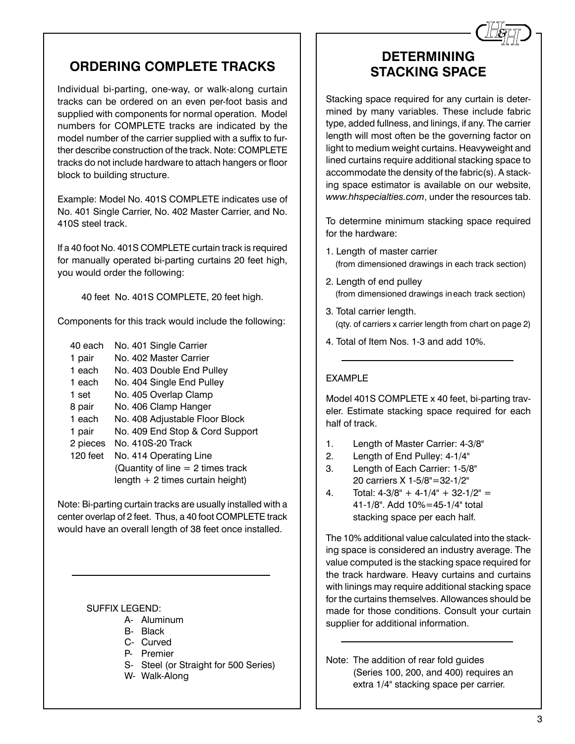## ORDERING COMPLETE TRACKS

Individual bi-parting, one-way, or walk-along curtain tracks can be ordered on an even per-foot basis and supplied with components for normal operation. Model numbers for COMPLETE tracks are indicated by the model number of the carrier supplied with a suffix to further describe construction of the track. Note: COMPLETE tracks do not include hardware to attach hangers or floor block to building structure.

Example: Model No. 401S COMPLETE indicates use of No. 401 Single Carrier, No. 402 Master Carrier, and No. 410S steel track.

If a 40 foot No. 401S COMPLETE curtain track is required for manually operated bi-parting curtains 20 feet high, you would order the following:

40 feet No. 401S COMPLETE, 20 feet high.

Components for this track would include the following:

| | |
|---|---|
| 40 each | No. 401 Single Carrier |
| 1 pair | No. 402 Master Carrier |
| 1 each | No. 403 Double End Pulley |
| 1 each | No. 404 Single End Pulley |
| 1 set | No. 405 Overlap Clamp |
| 8 pair | No. 406 Clamp Hanger |
| 1 each | No. 408 Adjustable Floor Block |
| 1 pair | No. 409 End Stop & Cord Support |
| 2 pieces | No. 410S-20 Track |
| 120 feet | No. 414 Operating Line (Quantity of line = 2 times track length + 2 times curtain height) |

Note: Bi-parting curtain tracks are usually installed with a center overlap of 2 feet. Thus, a 40 foot COMPLETE track would have an overall length of 38 feet once installed.

---

SUFFIX LEGEND:

- A- Aluminum
- B- Black
- C- Curved
- P- Premier
- S- Steel (or Straight for 500 Series)
- W- Walk-Along

## DETERMINING STACKING SPACE

Stacking space required for any curtain is determined by many variables. These include fabric type, added fullness, and linings, if any. The carrier length will most often be the governing factor on light to medium weight curtains. Heavyweight and lined curtains require additional stacking space to accommodate the density of the fabric(s). A stacking space estimator is available on our website, *www.hhspecialties.com*, under the resources tab.

To determine minimum stacking space required for the hardware:

1. Length of master carrier (from dimensioned drawings in each track section)
2. Length of end pulley (from dimensioned drawings in each track section)
3. Total carrier length. (qty. of carriers x carrier length from chart on page 2)
4. Total of Item Nos. 1-3 and add 10%.

---

EXAMPLE

Model 401S COMPLETE x 40 feet, bi-parting traveler. Estimate stacking space required for each half of track.

1. Length of Master Carrier: 4-3/8"
2. Length of End Pulley: 4-1/4"
3. Length of Each Carrier: 1-5/8"
   20 carriers X 1-5/8"=32-1/2"
4. Total: 4-3/8" + 4-1/4" + 32-1/2" = 41-1/8". Add 10%=45-1/4" total stacking space per each half.

The 10% additional value calculated into the stacking space is considered an industry average. The value computed is the stacking space required for the track hardware. Heavy curtains and curtains with linings may require additional stacking space for the curtains themselves. Allowances should be made for those conditions. Consult your curtain supplier for additional information.

---

Note: The addition of rear fold guides (Series 100, 200, and 400) requires an extra 1/4" stacking space per carrier.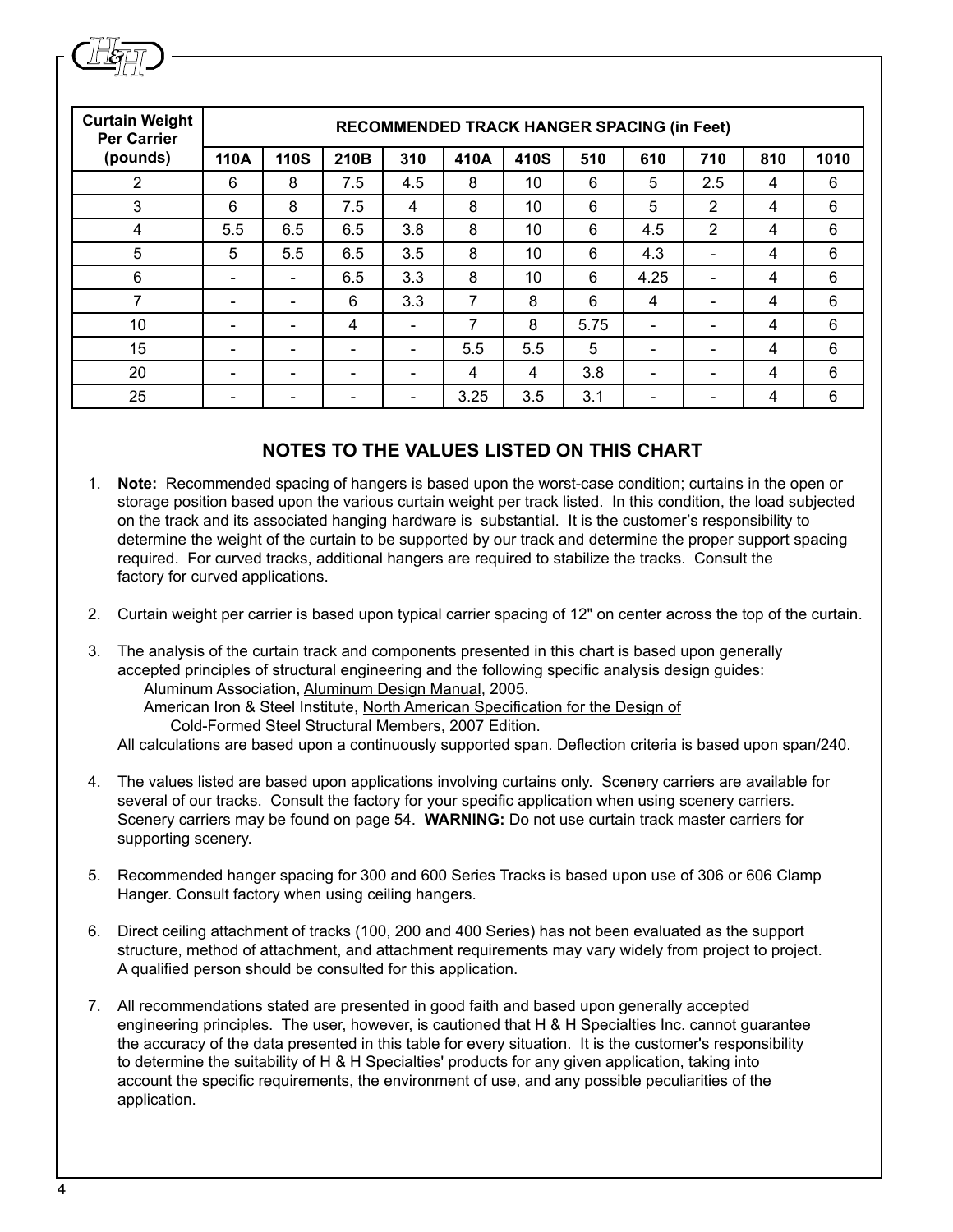| Curtain Weight Per Carrier (pounds) | RECOMMENDED TRACK HANGER SPACING (in Feet) | | | | | | | | | | |
|---|---|---|---|---|---|---|---|---|---|---|---|
| | 110A | 110S | 210B | 310 | 410A | 410S | 510 | 610 | 710 | 810 | 1010 |
| 2 | 6 | 8 | 7.5 | 4.5 | 8 | 10 | 6 | 5 | 2.5 | 4 | 6 |
| 3 | 6 | 8 | 7.5 | 4 | 8 | 10 | 6 | 5 | 2 | 4 | 6 |
| 4 | 5.5 | 6.5 | 6.5 | 3.8 | 8 | 10 | 6 | 4.5 | 2 | 4 | 6 |
| 5 | 5 | 5.5 | 6.5 | 3.5 | 8 | 10 | 6 | 4.3 | - | 4 | 6 |
| 6 | - | - | 6.5 | 3.3 | 8 | 10 | 6 | 4.25 | - | 4 | 6 |
| 7 | - | - | 6 | 3.3 | 7 | 8 | 6 | 4 | - | 4 | 6 |
| 10 | - | - | 4 | - | 7 | 8 | 5.75 | - | - | 4 | 6 |
| 15 | - | - | - | - | 5.5 | 5.5 | 5 | - | - | 4 | 6 |
| 20 | - | - | - | - | 4 | 4 | 3.8 | - | - | 4 | 6 |
| 25 | - | - | - | - | 3.25 | 3.5 | 3.1 | - | - | 4 | 6 |

## NOTES TO THE VALUES LISTED ON THIS CHART

1. **Note:** Recommended spacing of hangers is based upon the worst-case condition; curtains in the open or storage position based upon the various curtain weight per track listed. In this condition, the load subjected on the track and its associated hanging hardware is substantial. It is the customer's responsibility to determine the weight of the curtain to be supported by our track and determine the proper support spacing required. For curved tracks, additional hangers are required to stabilize the tracks. Consult the factory for curved applications.

2. Curtain weight per carrier is based upon typical carrier spacing of 12" on center across the top of the curtain.

3. The analysis of the curtain track and components presented in this chart is based upon generally accepted principles of structural engineering and the following specific analysis design guides:
   Aluminum Association, Aluminum Design Manual, 2005.
   American Iron & Steel Institute, North American Specification for the Design of Cold-Formed Steel Structural Members, 2007 Edition.
   All calculations are based upon a continuously supported span. Deflection criteria is based upon span/240.

4. The values listed are based upon applications involving curtains only. Scenery carriers are available for several of our tracks. Consult the factory for your specific application when using scenery carriers. Scenery carriers may be found on page 54. **WARNING:** Do not use curtain track master carriers for supporting scenery.

5. Recommended hanger spacing for 300 and 600 Series Tracks is based upon use of 306 or 606 Clamp Hanger. Consult factory when using ceiling hangers.

6. Direct ceiling attachment of tracks (100, 200 and 400 Series) has not been evaluated as the support structure, method of attachment, and attachment requirements may vary widely from project to project. A qualified person should be consulted for this application.

7. All recommendations stated are presented in good faith and based upon generally accepted engineering principles. The user, however, is cautioned that H & H Specialties Inc. cannot guarantee the accuracy of the data presented in this table for every situation. It is the customer's responsibility to determine the suitability of H & H Specialties' products for any given application, taking into account the specific requirements, the environment of use, and any possible peculiarities of the application.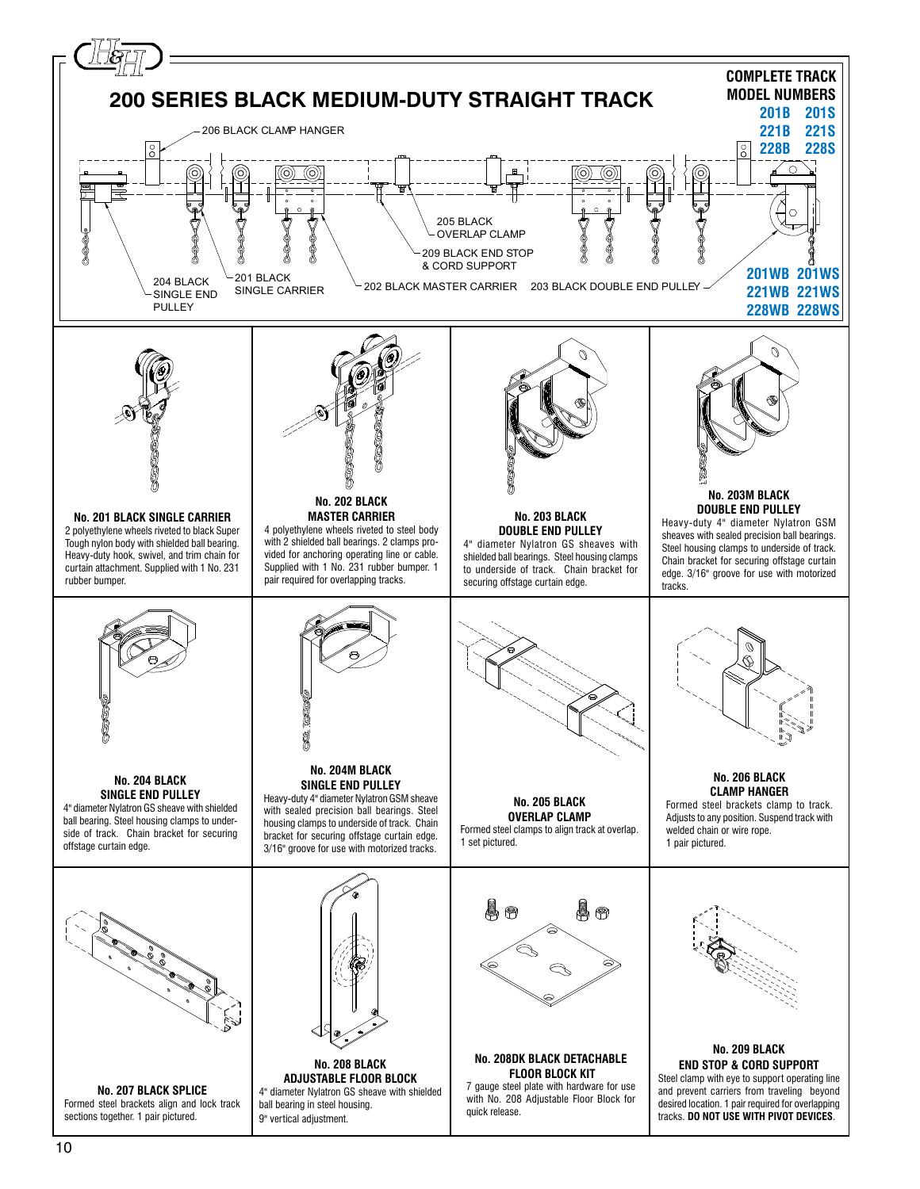# 200 SERIES BLACK MEDIUM-DUTY STRAIGHT TRACK

**COMPLETE TRACK MODEL NUMBERS**

201B 201S
221B 221S
228B 228S

201WB 201WS
221WB 221WS
228WB 228WS

206 BLACK CLAMP HANGER

205 BLACK OVERLAP CLAMP

209 BLACK END STOP & CORD SUPPORT

204 BLACK SINGLE END PULLEY

201 BLACK SINGLE CARRIER

202 BLACK MASTER CARRIER

203 BLACK DOUBLE END PULLEY

**No. 201 BLACK SINGLE CARRIER**
2 polyethylene wheels riveted to black Super Tough nylon body with shielded ball bearing. Heavy-duty hook, swivel, and trim chain for curtain attachment. Supplied with 1 No. 231 rubber bumper.

**No. 202 BLACK MASTER CARRIER**
4 polyethylene wheels riveted to steel body with 2 shielded ball bearings. 2 clamps provided for anchoring operating line or cable. Supplied with 1 No. 231 rubber bumper. 1 pair required for overlapping tracks.

**No. 203 BLACK DOUBLE END PULLEY**
4" diameter Nylatron GS sheaves with shielded ball bearings. Steel housing clamps to underside of track. Chain bracket for securing offstage curtain edge.

**No. 203M BLACK DOUBLE END PULLEY**
Heavy-duty 4" diameter Nylatron GSM sheaves with sealed precision ball bearings. Steel housing clamps to underside of track. Chain bracket for securing offstage curtain edge. 3/16" groove for use with motorized tracks.

**No. 204 BLACK SINGLE END PULLEY**
4" diameter Nylatron GS sheave with shielded ball bearing. Steel housing clamps to underside of track. Chain bracket for securing offstage curtain edge.

**No. 204M BLACK SINGLE END PULLEY**
Heavy-duty 4" diameter Nylatron GSM sheave with sealed precision ball bearings. Steel housing clamps to underside of track. Chain bracket for securing offstage curtain edge. 3/16" groove for use with motorized tracks.

**No. 205 BLACK OVERLAP CLAMP**
Formed steel clamps to align track at overlap. 1 set pictured.

**No. 206 BLACK CLAMP HANGER**
Formed steel brackets clamp to track. Adjusts to any position. Suspend track with welded chain or wire rope. 1 pair pictured.

**No. 207 BLACK SPLICE**
Formed steel brackets align and lock track sections together. 1 pair pictured.

**No. 208 BLACK ADJUSTABLE FLOOR BLOCK**
4" diameter Nylatron GS sheave with shielded ball bearing in steel housing. 9" vertical adjustment.

**No. 208DK BLACK DETACHABLE FLOOR BLOCK KIT**
7 gauge steel plate with hardware for use with No. 208 Adjustable Floor Block for quick release.

**No. 209 BLACK END STOP & CORD SUPPORT**
Steel clamp with eye to support operating line and prevent carriers from traveling beyond desired location. 1 pair required for overlapping tracks. **DO NOT USE WITH PIVOT DEVICES**.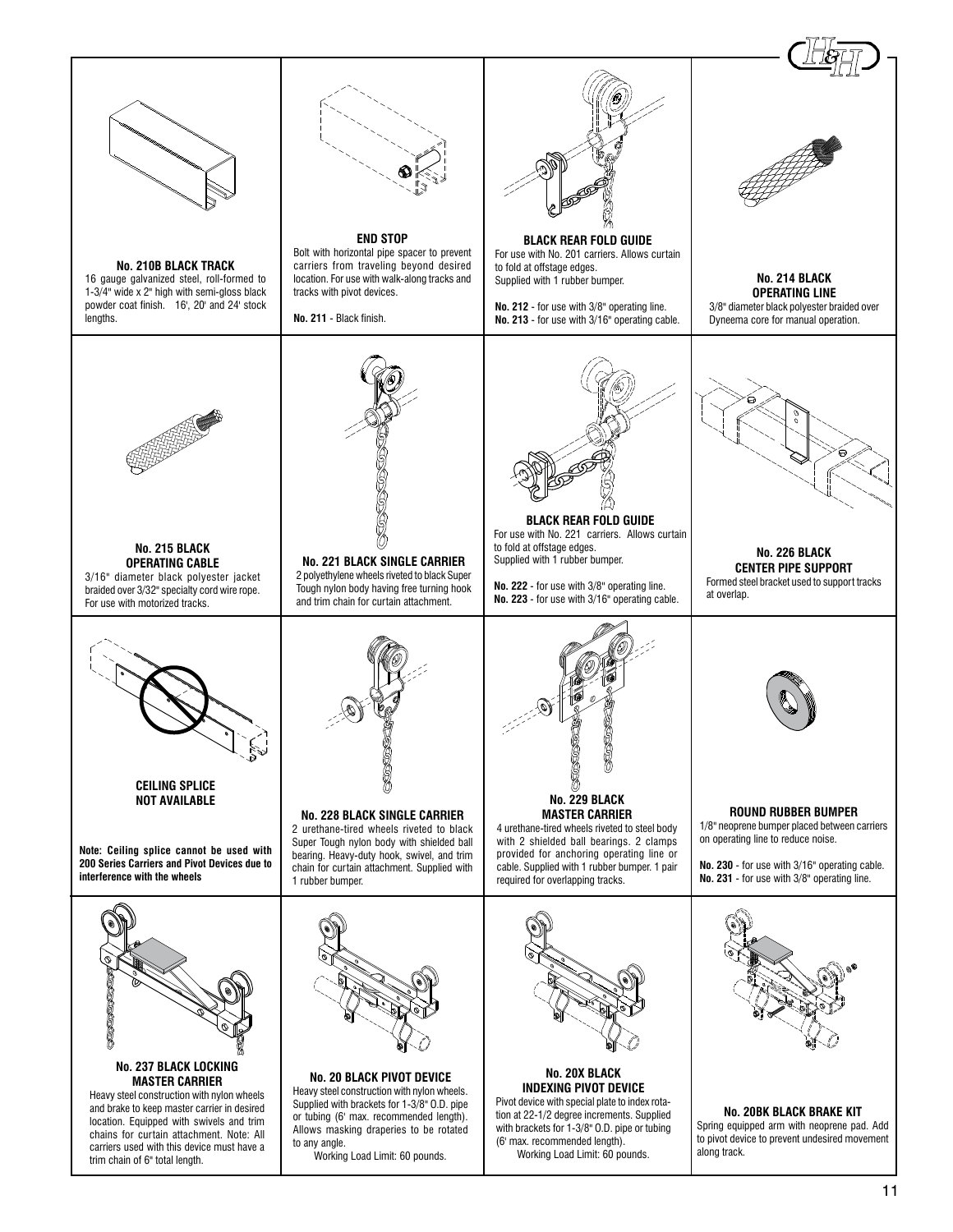**No. 210B BLACK TRACK**
16 gauge galvanized steel, roll-formed to 1-3/4" wide x 2" high with semi-gloss black powder coat finish. 16', 20' and 24' stock lengths.

**END STOP**
Bolt with horizontal pipe spacer to prevent carriers from traveling beyond desired location. For use with walk-along tracks and tracks with pivot devices.

**No. 211** - Black finish.

**BLACK REAR FOLD GUIDE**
For use with No. 201 carriers. Allows curtain to fold at offstage edges.
Supplied with 1 rubber bumper.

**No. 212** - for use with 3/8" operating line.
**No. 213** - for use with 3/16" operating cable.

**No. 214 BLACK OPERATING LINE**
3/8" diameter black polyester braided over Dyneema core for manual operation.

**No. 215 BLACK OPERATING CABLE**
3/16" diameter black polyester jacket braided over 3/32" specialty cord wire rope. For use with motorized tracks.

**No. 221 BLACK SINGLE CARRIER**
2 polyethylene wheels riveted to black Super Tough nylon body having free turning hook and trim chain for curtain attachment.

**BLACK REAR FOLD GUIDE**
For use with No. 221 carriers. Allows curtain to fold at offstage edges.
Supplied with 1 rubber bumper.

**No. 222** - for use with 3/8" operating line.
**No. 223** - for use with 3/16" operating cable.

**No. 226 BLACK CENTER PIPE SUPPORT**
Formed steel bracket used to support tracks at overlap.

**CEILING SPLICE NOT AVAILABLE**

**Note: Ceiling splice cannot be used with 200 Series Carriers and Pivot Devices due to interference with the wheels**

**No. 228 BLACK SINGLE CARRIER**
2 urethane-tired wheels riveted to black Super Tough nylon body with shielded ball bearing. Heavy-duty hook, swivel, and trim chain for curtain attachment. Supplied with 1 rubber bumper.

**No. 229 BLACK MASTER CARRIER**
4 urethane-tired wheels riveted to steel body with 2 shielded ball bearings. 2 clamps provided for anchoring operating line or cable. Supplied with 1 rubber bumper. 1 pair required for overlapping tracks.

**ROUND RUBBER BUMPER**
1/8" neoprene bumper placed between carriers on operating line to reduce noise.

**No. 230** - for use with 3/16" operating cable.
**No. 231** - for use with 3/8" operating line.

**No. 237 BLACK LOCKING MASTER CARRIER**
Heavy steel construction with nylon wheels and brake to keep master carrier in desired location. Equipped with swivels and trim chains for curtain attachment. Note: All carriers used with this device must have a trim chain of 6" total length.

**No. 20 BLACK PIVOT DEVICE**
Heavy steel construction with nylon wheels. Supplied with brackets for 1-3/8" O.D. pipe or tubing (6' max. recommended length). Allows masking draperies to be rotated to any angle.
Working Load Limit: 60 pounds.

**No. 20X BLACK INDEXING PIVOT DEVICE**
Pivot device with special plate to index rotation at 22-1/2 degree increments. Supplied with brackets for 1-3/8" O.D. pipe or tubing (6' max. recommended length).
Working Load Limit: 60 pounds.

**No. 20BK BLACK BRAKE KIT**
Spring equipped arm with neoprene pad. Add to pivot device to prevent undesired movement along track.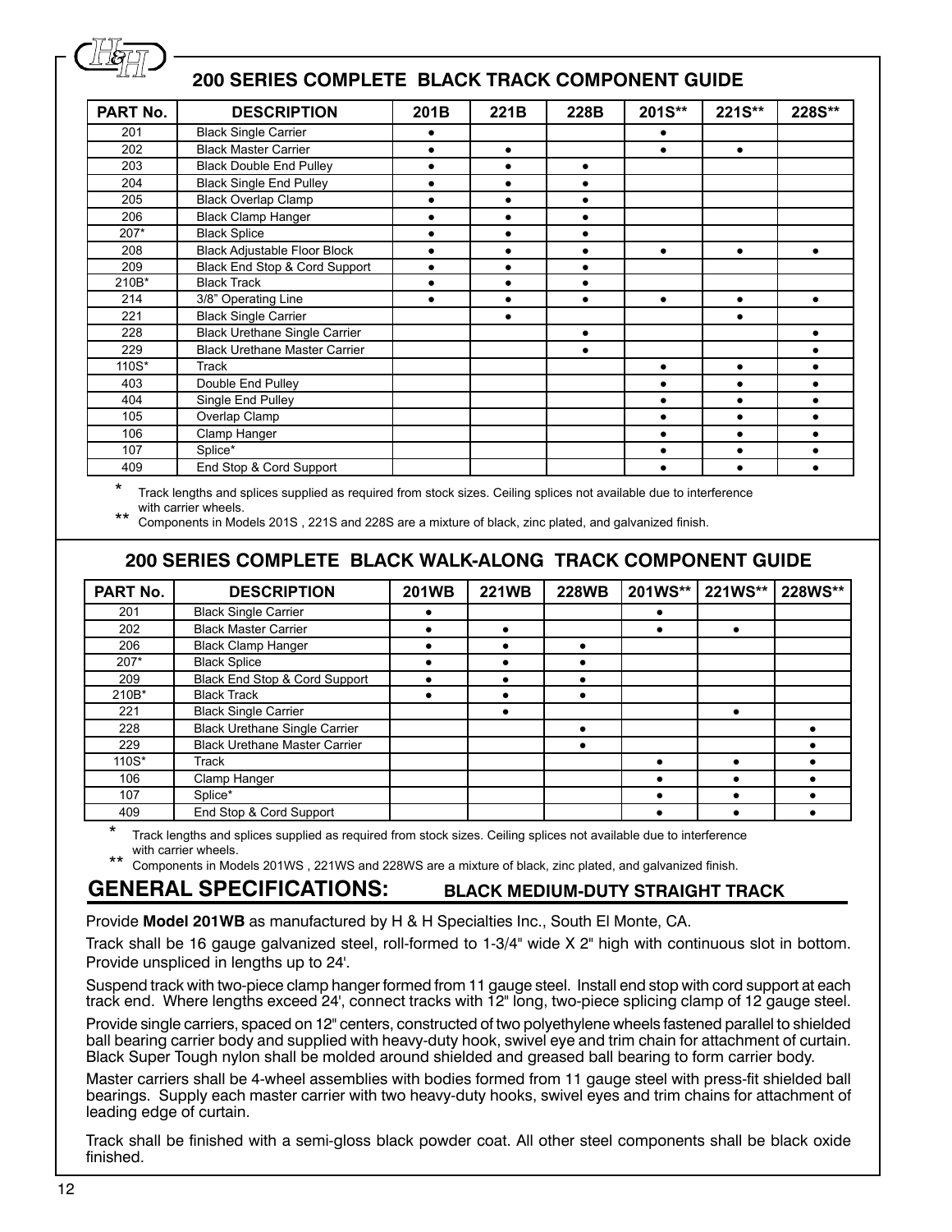## 200 SERIES COMPLETE BLACK TRACK COMPONENT GUIDE

| PART No. | DESCRIPTION | 201B | 221B | 228B | 201S** | 221S** | 228S** |
|---|---|---|---|---|---|---|---|
| 201 | Black Single Carrier | ● | | | ● | | |
| 202 | Black Master Carrier | ● | ● | | ● | ● | |
| 203 | Black Double End Pulley | ● | ● | ● | | | |
| 204 | Black Single End Pulley | ● | ● | ● | | | |
| 205 | Black Overlap Clamp | ● | ● | ● | | | |
| 206 | Black Clamp Hanger | ● | ● | ● | | | |
| 207* | Black Splice | ● | ● | ● | | | |
| 208 | Black Adjustable Floor Block | ● | ● | ● | ● | ● | ● |
| 209 | Black End Stop & Cord Support | ● | ● | ● | | | |
| 210B* | Black Track | ● | ● | ● | | | |
| 214 | 3/8" Operating Line | ● | ● | ● | ● | ● | ● |
| 221 | Black Single Carrier | | ● | | | ● | |
| 228 | Black Urethane Single Carrier | | | ● | | | ● |
| 229 | Black Urethane Master Carrier | | | ● | | | ● |
| 110S* | Track | | | | ● | ● | ● |
| 403 | Double End Pulley | | | | ● | ● | ● |
| 404 | Single End Pulley | | | | ● | ● | ● |
| 105 | Overlap Clamp | | | | ● | ● | ● |
| 106 | Clamp Hanger | | | | ● | ● | ● |
| 107 | Splice* | | | | ● | ● | ● |
| 409 | End Stop & Cord Support | | | | ● | ● | ● |

\* Track lengths and splices supplied as required from stock sizes. Ceiling splices not available due to interference with carrier wheels.

\*\* Components in Models 201S , 221S and 228S are a mixture of black, zinc plated, and galvanized finish.

## 200 SERIES COMPLETE BLACK WALK-ALONG TRACK COMPONENT GUIDE

| PART No. | DESCRIPTION | 201WB | 221WB | 228WB | 201WS** | 221WS** | 228WS** |
|---|---|---|---|---|---|---|---|
| 201 | Black Single Carrier | ● | | | ● | | |
| 202 | Black Master Carrier | ● | ● | | ● | ● | |
| 206 | Black Clamp Hanger | ● | ● | ● | | | |
| 207* | Black Splice | ● | ● | ● | | | |
| 209 | Black End Stop & Cord Support | ● | ● | ● | | | |
| 210B* | Black Track | ● | ● | ● | | | |
| 221 | Black Single Carrier | | ● | | | ● | |
| 228 | Black Urethane Single Carrier | | | ● | | | ● |
| 229 | Black Urethane Master Carrier | | | ● | | | ● |
| 110S* | Track | | | | ● | ● | ● |
| 106 | Clamp Hanger | | | | ● | ● | ● |
| 107 | Splice* | | | | ● | ● | ● |
| 409 | End Stop & Cord Support | | | | ● | ● | ● |

\* Track lengths and splices supplied as required from stock sizes. Ceiling splices not available due to interference with carrier wheels.

\*\* Components in Models 201WS , 221WS and 228WS are a mixture of black, zinc plated, and galvanized finish.

## GENERAL SPECIFICATIONS: BLACK MEDIUM-DUTY STRAIGHT TRACK

Provide **Model 201WB** as manufactured by H & H Specialties Inc., South El Monte, CA.

Track shall be 16 gauge galvanized steel, roll-formed to 1-3/4" wide X 2" high with continuous slot in bottom. Provide unspliced in lengths up to 24'.

Suspend track with two-piece clamp hanger formed from 11 gauge steel. Install end stop with cord support at each track end. Where lengths exceed 24', connect tracks with 12" long, two-piece splicing clamp of 12 gauge steel.

Provide single carriers, spaced on 12" centers, constructed of two polyethylene wheels fastened parallel to shielded ball bearing carrier body and supplied with heavy-duty hook, swivel eye and trim chain for attachment of curtain. Black Super Tough nylon shall be molded around shielded and greased ball bearing to form carrier body.

Master carriers shall be 4-wheel assemblies with bodies formed from 11 gauge steel with press-fit shielded ball bearings. Supply each master carrier with two heavy-duty hooks, swivel eyes and trim chains for attachment of leading edge of curtain.

Track shall be finished with a semi-gloss black powder coat. All other steel components shall be black oxide finished.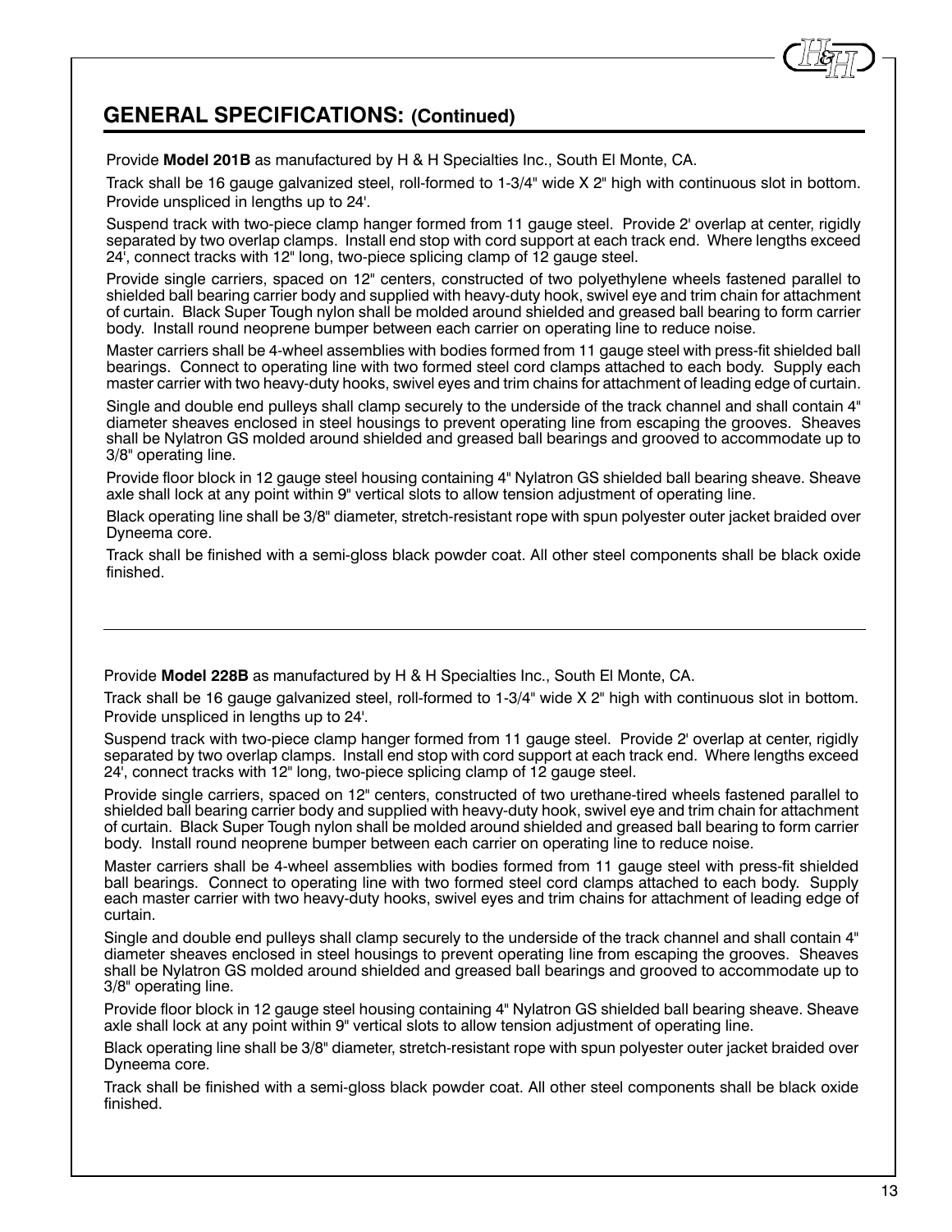## GENERAL SPECIFICATIONS: (Continued)

Provide **Model 201B** as manufactured by H & H Specialties Inc., South El Monte, CA.

Track shall be 16 gauge galvanized steel, roll-formed to 1-3/4" wide X 2" high with continuous slot in bottom. Provide unspliced in lengths up to 24'.

Suspend track with two-piece clamp hanger formed from 11 gauge steel. Provide 2' overlap at center, rigidly separated by two overlap clamps. Install end stop with cord support at each track end. Where lengths exceed 24', connect tracks with 12" long, two-piece splicing clamp of 12 gauge steel.

Provide single carriers, spaced on 12" centers, constructed of two polyethylene wheels fastened parallel to shielded ball bearing carrier body and supplied with heavy-duty hook, swivel eye and trim chain for attachment of curtain. Black Super Tough nylon shall be molded around shielded and greased ball bearing to form carrier body. Install round neoprene bumper between each carrier on operating line to reduce noise.

Master carriers shall be 4-wheel assemblies with bodies formed from 11 gauge steel with press-fit shielded ball bearings. Connect to operating line with two formed steel cord clamps attached to each body. Supply each master carrier with two heavy-duty hooks, swivel eyes and trim chains for attachment of leading edge of curtain.

Single and double end pulleys shall clamp securely to the underside of the track channel and shall contain 4" diameter sheaves enclosed in steel housings to prevent operating line from escaping the grooves. Sheaves shall be Nylatron GS molded around shielded and greased ball bearings and grooved to accommodate up to 3/8" operating line.

Provide floor block in 12 gauge steel housing containing 4" Nylatron GS shielded ball bearing sheave. Sheave axle shall lock at any point within 9" vertical slots to allow tension adjustment of operating line.

Black operating line shall be 3/8" diameter, stretch-resistant rope with spun polyester outer jacket braided over Dyneema core.

Track shall be finished with a semi-gloss black powder coat. All other steel components shall be black oxide finished.

---

Provide **Model 228B** as manufactured by H & H Specialties Inc., South El Monte, CA.

Track shall be 16 gauge galvanized steel, roll-formed to 1-3/4" wide X 2" high with continuous slot in bottom. Provide unspliced in lengths up to 24'.

Suspend track with two-piece clamp hanger formed from 11 gauge steel. Provide 2' overlap at center, rigidly separated by two overlap clamps. Install end stop with cord support at each track end. Where lengths exceed 24', connect tracks with 12" long, two-piece splicing clamp of 12 gauge steel.

Provide single carriers, spaced on 12" centers, constructed of two urethane-tired wheels fastened parallel to shielded ball bearing carrier body and supplied with heavy-duty hook, swivel eye and trim chain for attachment of curtain. Black Super Tough nylon shall be molded around shielded and greased ball bearing to form carrier body. Install round neoprene bumper between each carrier on operating line to reduce noise.

Master carriers shall be 4-wheel assemblies with bodies formed from 11 gauge steel with press-fit shielded ball bearings. Connect to operating line with two formed steel cord clamps attached to each body. Supply each master carrier with two heavy-duty hooks, swivel eyes and trim chains for attachment of leading edge of curtain.

Single and double end pulleys shall clamp securely to the underside of the track channel and shall contain 4" diameter sheaves enclosed in steel housings to prevent operating line from escaping the grooves. Sheaves shall be Nylatron GS molded around shielded and greased ball bearings and grooved to accommodate up to 3/8" operating line.

Provide floor block in 12 gauge steel housing containing 4" Nylatron GS shielded ball bearing sheave. Sheave axle shall lock at any point within 9" vertical slots to allow tension adjustment of operating line.

Black operating line shall be 3/8" diameter, stretch-resistant rope with spun polyester outer jacket braided over Dyneema core.

Track shall be finished with a semi-gloss black powder coat. All other steel components shall be black oxide finished.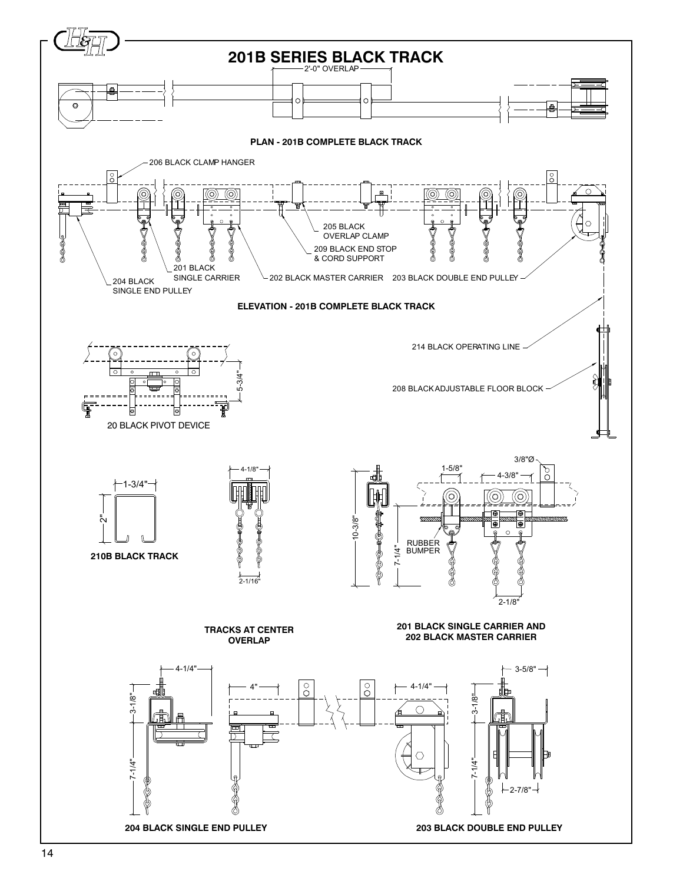# 201B SERIES BLACK TRACK

2'-0" OVERLAP

**PLAN - 201B COMPLETE BLACK TRACK**

206 BLACK CLAMP HANGER

205 BLACK OVERLAP CLAMP

209 BLACK END STOP & CORD SUPPORT

201 BLACK SINGLE CARRIER

204 BLACK SINGLE END PULLEY

202 BLACK MASTER CARRIER

203 BLACK DOUBLE END PULLEY

**ELEVATION - 201B COMPLETE BLACK TRACK**

214 BLACK OPERATING LINE

208 BLACK ADJUSTABLE FLOOR BLOCK

5-3/4"

20 BLACK PIVOT DEVICE

1-3/4"

2"

**210B BLACK TRACK**

4-1/8"

2-1/16"

**TRACKS AT CENTER OVERLAP**

3/8"Ø

1-5/8"

4-3/8"

10-3/8"

7-1/4"

RUBBER BUMPER

2-1/8"

**201 BLACK SINGLE CARRIER AND 202 BLACK MASTER CARRIER**

4-1/4"

3-1/8"

7-1/4"

4"

4-1/4"

3-5/8"

3-1/8"

7-1/4"

2-7/8"

**204 BLACK SINGLE END PULLEY**

**203 BLACK DOUBLE END PULLEY**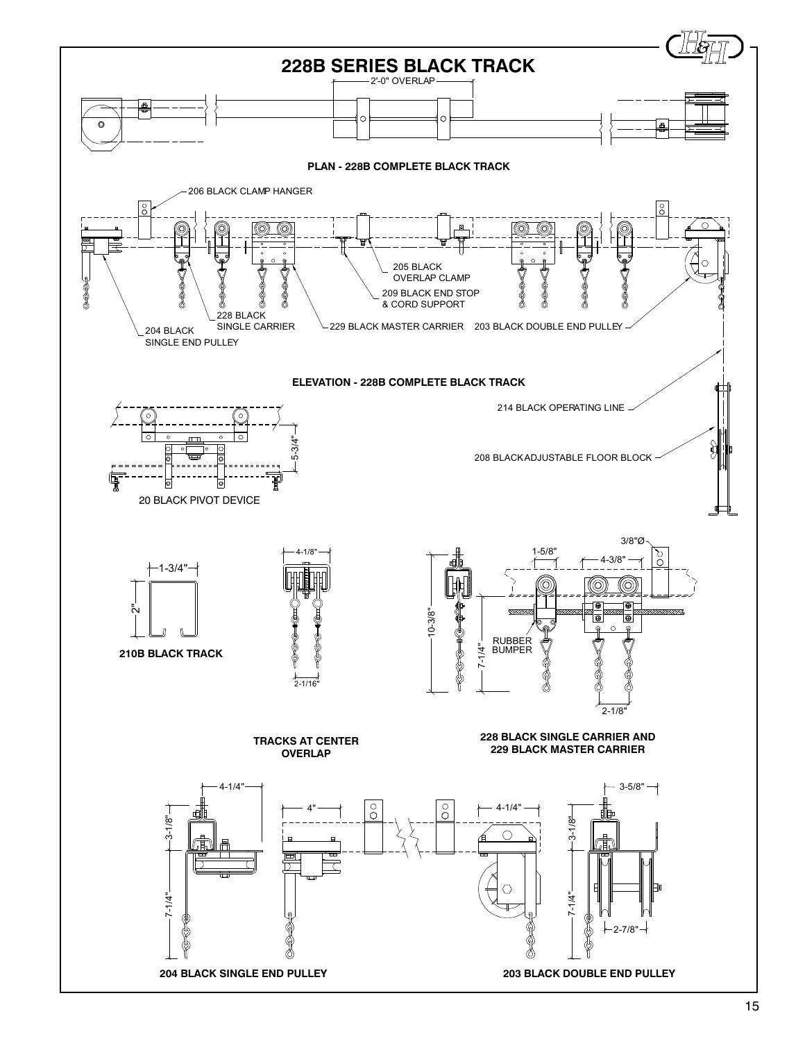# 228B SERIES BLACK TRACK

2'-0" OVERLAP

**PLAN - 228B COMPLETE BLACK TRACK**

206 BLACK CLAMP HANGER

205 BLACK OVERLAP CLAMP

209 BLACK END STOP & CORD SUPPORT

228 BLACK SINGLE CARRIER

204 BLACK SINGLE END PULLEY

229 BLACK MASTER CARRIER

203 BLACK DOUBLE END PULLEY

**ELEVATION - 228B COMPLETE BLACK TRACK**

214 BLACK OPERATING LINE

208 BLACK ADJUSTABLE FLOOR BLOCK

5-3/4"

20 BLACK PIVOT DEVICE

1-3/4"

2"

**210B BLACK TRACK**

4-1/8"

2-1/16"

**TRACKS AT CENTER OVERLAP**

3/8"Ø

1-5/8"

4-3/8"

10-3/8"

7-1/4"

RUBBER BUMPER

2-1/8"

**228 BLACK SINGLE CARRIER AND 229 BLACK MASTER CARRIER**

4-1/4"

3-1/8"

7-1/4"

4"

4-1/4"

3-5/8"

3-1/8"

7-1/4"

2-7/8"

**204 BLACK SINGLE END PULLEY**

**203 BLACK DOUBLE END PULLEY**